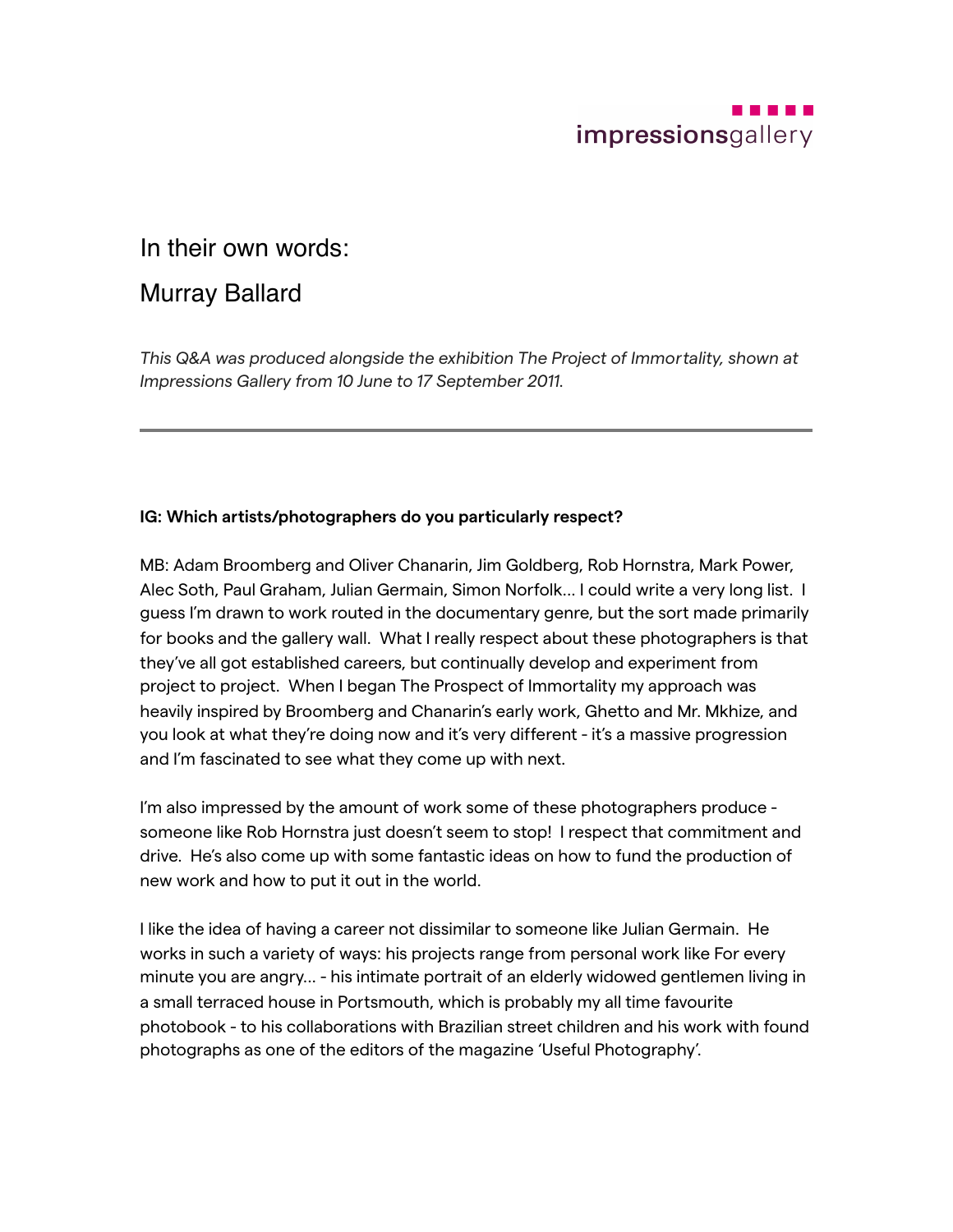impressionsgallery

# In their own words:

## Murray Ballard

*This Q&A was produced alongside the exhibition The Project of Immortality, shown at Impressions Gallery from 10 June to 17 September 2011.*

---

**IG: Which artists/photographers do you particularly respect?**

MB: Adam Broomberg and Oliver Chanarin, Jim Goldberg, Rob Hornstra, Mark Power, Alec Soth, Paul Graham, Julian Germain, Simon Norfolk... I could write a very long list. I guess I'm drawn to work routed in the documentary genre, but the sort made primarily for books and the gallery wall. What I really respect about these photographers is that they've all got established careers, but continually develop and experiment from project to project. When I began The Prospect of Immortality my approach was heavily inspired by Broomberg and Chanarin's early work, Ghetto and Mr. Mkhize, and you look at what they're doing now and it's very different - it's a massive progression and I'm fascinated to see what they come up with next.

I'm also impressed by the amount of work some of these photographers produce - someone like Rob Hornstra just doesn't seem to stop! I respect that commitment and drive. He's also come up with some fantastic ideas on how to fund the production of new work and how to put it out in the world.

I like the idea of having a career not dissimilar to someone like Julian Germain. He works in such a variety of ways: his projects range from personal work like For every minute you are angry... - his intimate portrait of an elderly widowed gentlemen living in a small terraced house in Portsmouth, which is probably my all time favourite photobook - to his collaborations with Brazilian street children and his work with found photographs as one of the editors of the magazine 'Useful Photography'.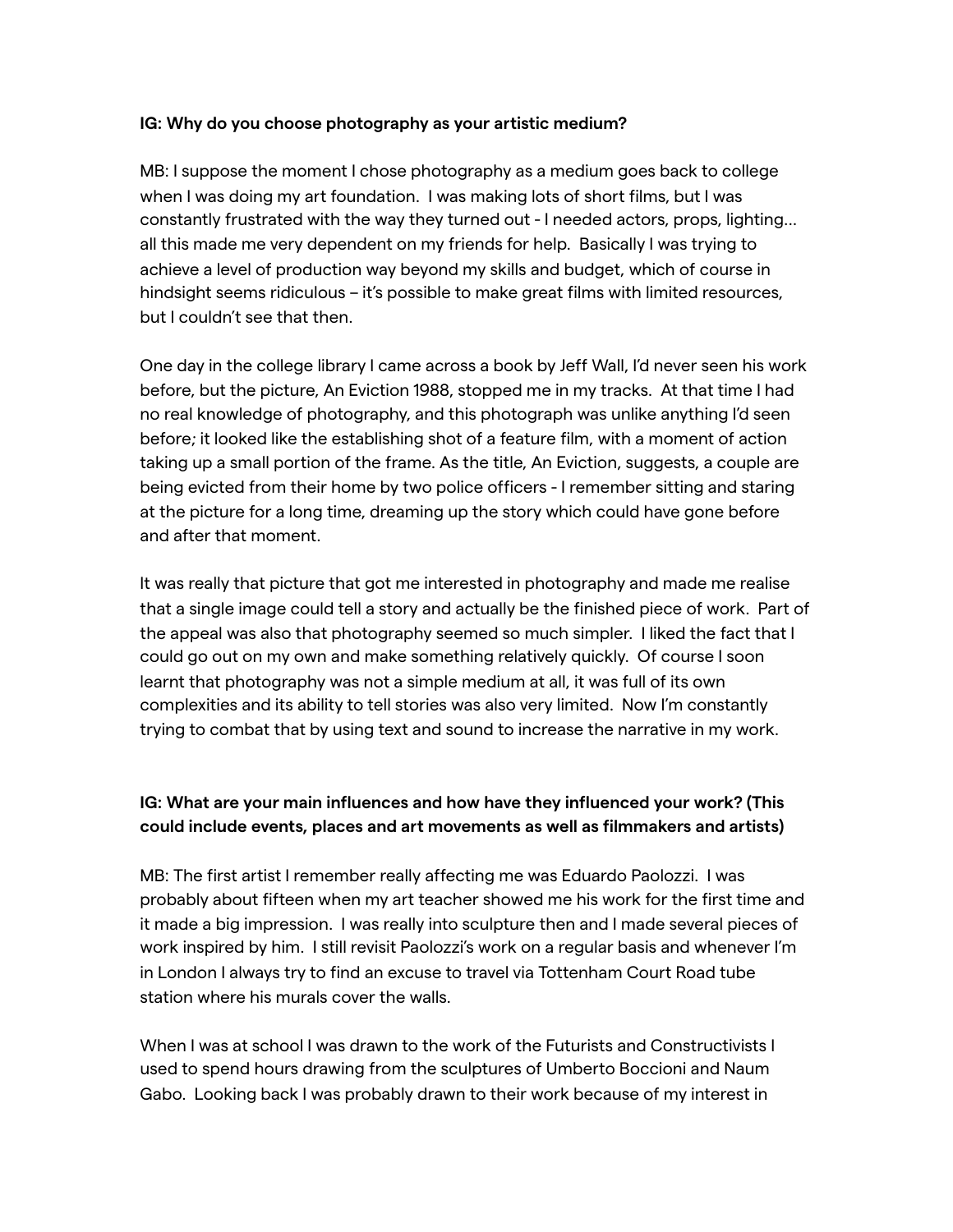**IG: Why do you choose photography as your artistic medium?**

MB: I suppose the moment I chose photography as a medium goes back to college when I was doing my art foundation. I was making lots of short films, but I was constantly frustrated with the way they turned out - I needed actors, props, lighting... all this made me very dependent on my friends for help. Basically I was trying to achieve a level of production way beyond my skills and budget, which of course in hindsight seems ridiculous – it's possible to make great films with limited resources, but I couldn't see that then.

One day in the college library I came across a book by Jeff Wall, I'd never seen his work before, but the picture, An Eviction 1988, stopped me in my tracks. At that time I had no real knowledge of photography, and this photograph was unlike anything I'd seen before; it looked like the establishing shot of a feature film, with a moment of action taking up a small portion of the frame. As the title, An Eviction, suggests, a couple are being evicted from their home by two police officers - I remember sitting and staring at the picture for a long time, dreaming up the story which could have gone before and after that moment.

It was really that picture that got me interested in photography and made me realise that a single image could tell a story and actually be the finished piece of work. Part of the appeal was also that photography seemed so much simpler. I liked the fact that I could go out on my own and make something relatively quickly. Of course I soon learnt that photography was not a simple medium at all, it was full of its own complexities and its ability to tell stories was also very limited. Now I'm constantly trying to combat that by using text and sound to increase the narrative in my work.

**IG: What are your main influences and how have they influenced your work? (This could include events, places and art movements as well as filmmakers and artists)**

MB: The first artist I remember really affecting me was Eduardo Paolozzi. I was probably about fifteen when my art teacher showed me his work for the first time and it made a big impression. I was really into sculpture then and I made several pieces of work inspired by him. I still revisit Paolozzi's work on a regular basis and whenever I'm in London I always try to find an excuse to travel via Tottenham Court Road tube station where his murals cover the walls.

When I was at school I was drawn to the work of the Futurists and Constructivists I used to spend hours drawing from the sculptures of Umberto Boccioni and Naum Gabo. Looking back I was probably drawn to their work because of my interest in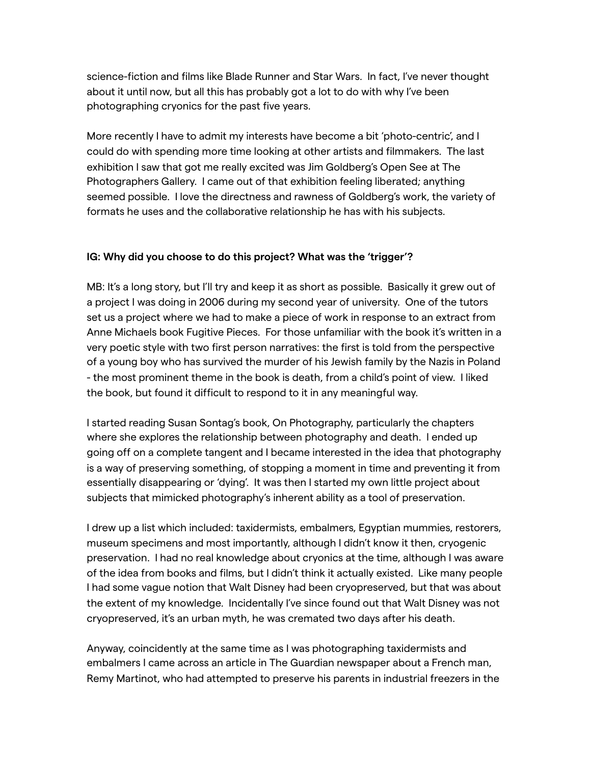science-fiction and films like Blade Runner and Star Wars. In fact, I've never thought about it until now, but all this has probably got a lot to do with why I've been photographing cryonics for the past five years.

More recently I have to admit my interests have become a bit 'photo-centric', and I could do with spending more time looking at other artists and filmmakers. The last exhibition I saw that got me really excited was Jim Goldberg's Open See at The Photographers Gallery. I came out of that exhibition feeling liberated; anything seemed possible. I love the directness and rawness of Goldberg's work, the variety of formats he uses and the collaborative relationship he has with his subjects.

**IG: Why did you choose to do this project? What was the 'trigger'?**

MB: It's a long story, but I'll try and keep it as short as possible. Basically it grew out of a project I was doing in 2006 during my second year of university. One of the tutors set us a project where we had to make a piece of work in response to an extract from Anne Michaels book Fugitive Pieces. For those unfamiliar with the book it's written in a very poetic style with two first person narratives: the first is told from the perspective of a young boy who has survived the murder of his Jewish family by the Nazis in Poland - the most prominent theme in the book is death, from a child's point of view. I liked the book, but found it difficult to respond to it in any meaningful way.

I started reading Susan Sontag's book, On Photography, particularly the chapters where she explores the relationship between photography and death. I ended up going off on a complete tangent and I became interested in the idea that photography is a way of preserving something, of stopping a moment in time and preventing it from essentially disappearing or 'dying'. It was then I started my own little project about subjects that mimicked photography's inherent ability as a tool of preservation.

I drew up a list which included: taxidermists, embalmers, Egyptian mummies, restorers, museum specimens and most importantly, although I didn't know it then, cryogenic preservation. I had no real knowledge about cryonics at the time, although I was aware of the idea from books and films, but I didn't think it actually existed. Like many people I had some vague notion that Walt Disney had been cryopreserved, but that was about the extent of my knowledge. Incidentally I've since found out that Walt Disney was not cryopreserved, it's an urban myth, he was cremated two days after his death.

Anyway, coincidently at the same time as I was photographing taxidermists and embalmers I came across an article in The Guardian newspaper about a French man, Remy Martinot, who had attempted to preserve his parents in industrial freezers in the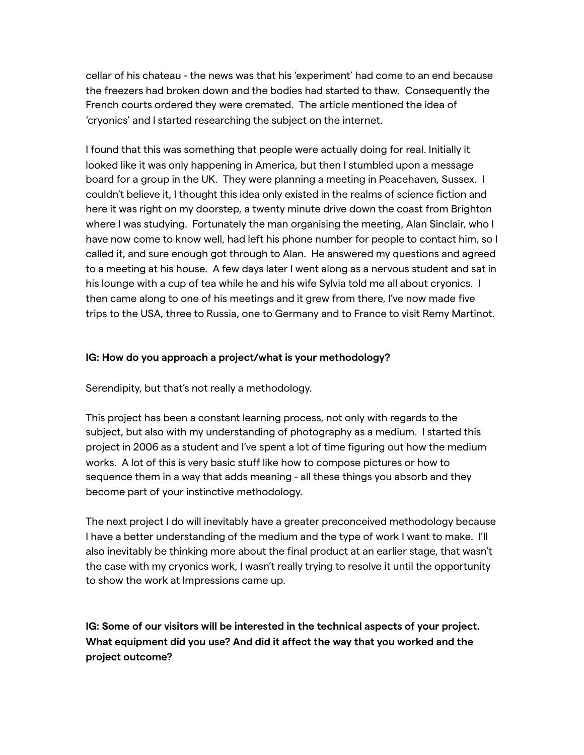cellar of his chateau - the news was that his 'experiment' had come to an end because the freezers had broken down and the bodies had started to thaw. Consequently the French courts ordered they were cremated. The article mentioned the idea of 'cryonics' and I started researching the subject on the internet.

I found that this was something that people were actually doing for real. Initially it looked like it was only happening in America, but then I stumbled upon a message board for a group in the UK. They were planning a meeting in Peacehaven, Sussex. I couldn't believe it, I thought this idea only existed in the realms of science fiction and here it was right on my doorstep, a twenty minute drive down the coast from Brighton where I was studying. Fortunately the man organising the meeting, Alan Sinclair, who I have now come to know well, had left his phone number for people to contact him, so I called it, and sure enough got through to Alan. He answered my questions and agreed to a meeting at his house. A few days later I went along as a nervous student and sat in his lounge with a cup of tea while he and his wife Sylvia told me all about cryonics. I then came along to one of his meetings and it grew from there, I've now made five trips to the USA, three to Russia, one to Germany and to France to visit Remy Martinot.

**IG: How do you approach a project/what is your methodology?**

Serendipity, but that's not really a methodology.

This project has been a constant learning process, not only with regards to the subject, but also with my understanding of photography as a medium. I started this project in 2006 as a student and I've spent a lot of time figuring out how the medium works. A lot of this is very basic stuff like how to compose pictures or how to sequence them in a way that adds meaning - all these things you absorb and they become part of your instinctive methodology.

The next project I do will inevitably have a greater preconceived methodology because I have a better understanding of the medium and the type of work I want to make. I'll also inevitably be thinking more about the final product at an earlier stage, that wasn't the case with my cryonics work, I wasn't really trying to resolve it until the opportunity to show the work at Impressions came up.

**IG: Some of our visitors will be interested in the technical aspects of your project. What equipment did you use? And did it affect the way that you worked and the project outcome?**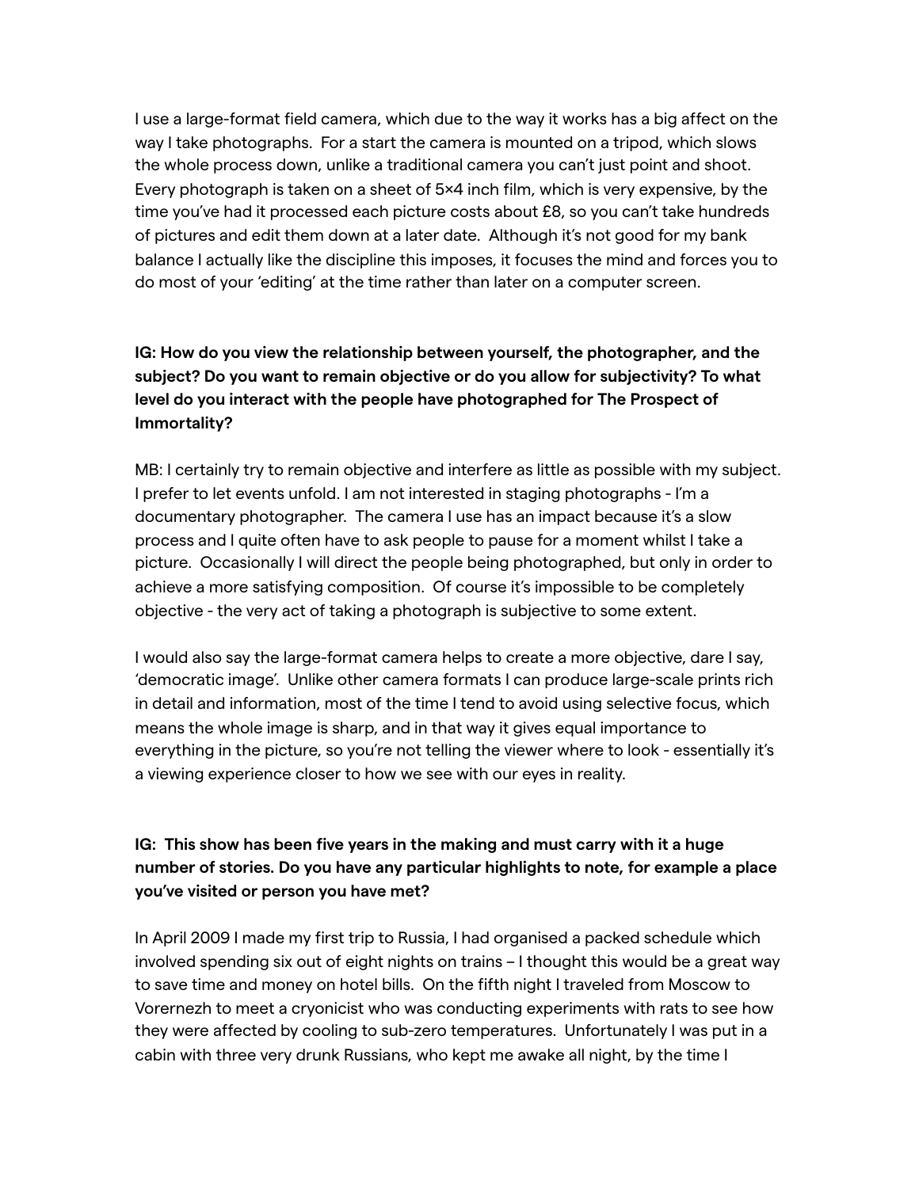I use a large-format field camera, which due to the way it works has a big affect on the way I take photographs. For a start the camera is mounted on a tripod, which slows the whole process down, unlike a traditional camera you can't just point and shoot. Every photograph is taken on a sheet of 5×4 inch film, which is very expensive, by the time you've had it processed each picture costs about £8, so you can't take hundreds of pictures and edit them down at a later date. Although it's not good for my bank balance I actually like the discipline this imposes, it focuses the mind and forces you to do most of your 'editing' at the time rather than later on a computer screen.

**IG: How do you view the relationship between yourself, the photographer, and the subject? Do you want to remain objective or do you allow for subjectivity? To what level do you interact with the people have photographed for The Prospect of Immortality?**

MB: I certainly try to remain objective and interfere as little as possible with my subject. I prefer to let events unfold. I am not interested in staging photographs - I'm a documentary photographer. The camera I use has an impact because it's a slow process and I quite often have to ask people to pause for a moment whilst I take a picture. Occasionally I will direct the people being photographed, but only in order to achieve a more satisfying composition. Of course it's impossible to be completely objective - the very act of taking a photograph is subjective to some extent.

I would also say the large-format camera helps to create a more objective, dare I say, 'democratic image'. Unlike other camera formats I can produce large-scale prints rich in detail and information, most of the time I tend to avoid using selective focus, which means the whole image is sharp, and in that way it gives equal importance to everything in the picture, so you're not telling the viewer where to look - essentially it's a viewing experience closer to how we see with our eyes in reality.

**IG: This show has been five years in the making and must carry with it a huge number of stories. Do you have any particular highlights to note, for example a place you've visited or person you have met?**

In April 2009 I made my first trip to Russia, I had organised a packed schedule which involved spending six out of eight nights on trains – I thought this would be a great way to save time and money on hotel bills. On the fifth night I traveled from Moscow to Vorernezh to meet a cryonicist who was conducting experiments with rats to see how they were affected by cooling to sub-zero temperatures. Unfortunately I was put in a cabin with three very drunk Russians, who kept me awake all night, by the time I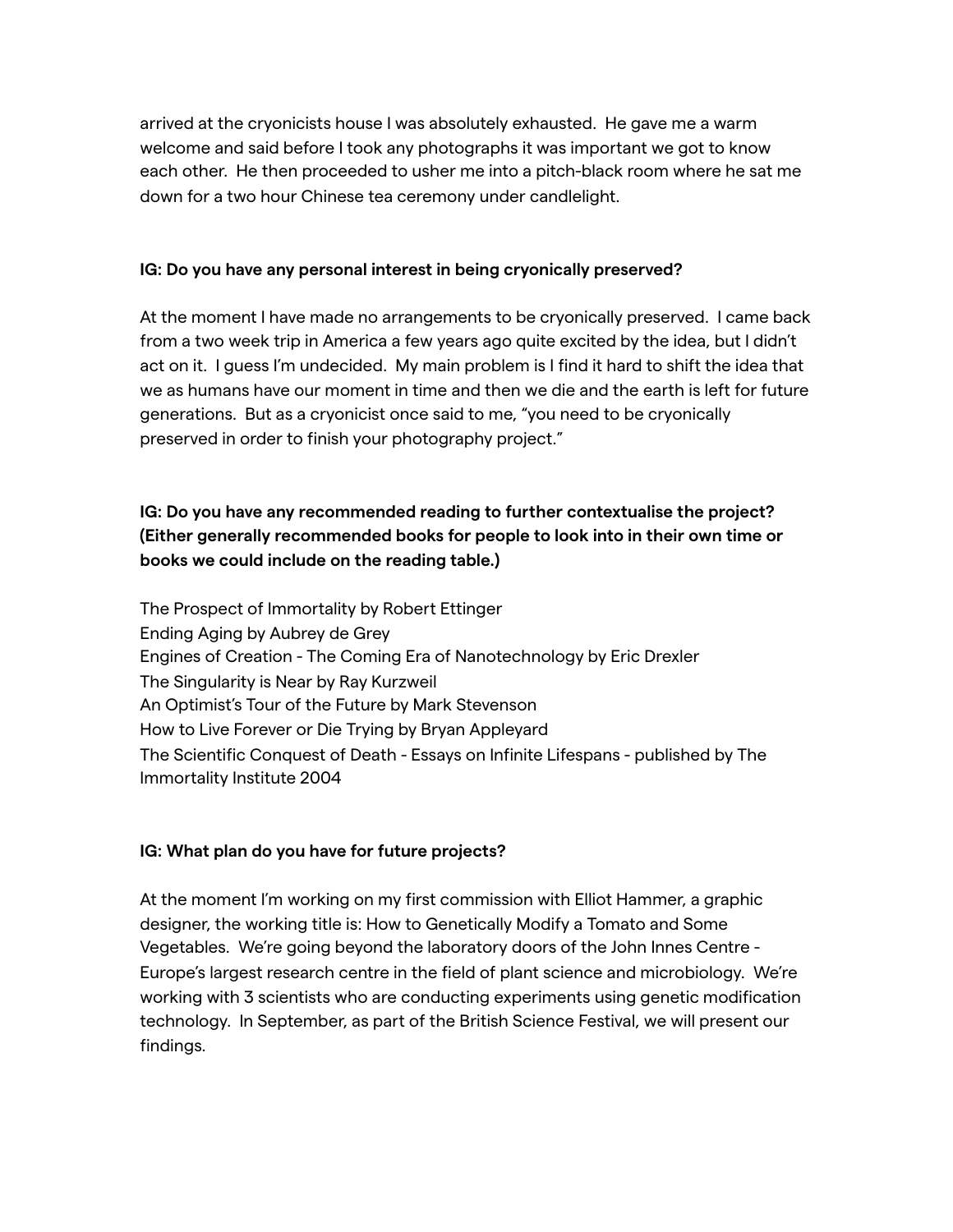arrived at the cryonicists house I was absolutely exhausted. He gave me a warm welcome and said before I took any photographs it was important we got to know each other. He then proceeded to usher me into a pitch-black room where he sat me down for a two hour Chinese tea ceremony under candlelight.

**IG: Do you have any personal interest in being cryonically preserved?**

At the moment I have made no arrangements to be cryonically preserved. I came back from a two week trip in America a few years ago quite excited by the idea, but I didn't act on it. I guess I'm undecided. My main problem is I find it hard to shift the idea that we as humans have our moment in time and then we die and the earth is left for future generations. But as a cryonicist once said to me, "you need to be cryonically preserved in order to finish your photography project."

**IG: Do you have any recommended reading to further contextualise the project? (Either generally recommended books for people to look into in their own time or books we could include on the reading table.)**

The Prospect of Immortality by Robert Ettinger
Ending Aging by Aubrey de Grey
Engines of Creation - The Coming Era of Nanotechnology by Eric Drexler
The Singularity is Near by Ray Kurzweil
An Optimist's Tour of the Future by Mark Stevenson
How to Live Forever or Die Trying by Bryan Appleyard
The Scientific Conquest of Death - Essays on Infinite Lifespans - published by The Immortality Institute 2004

**IG: What plan do you have for future projects?**

At the moment I'm working on my first commission with Elliot Hammer, a graphic designer, the working title is: How to Genetically Modify a Tomato and Some Vegetables. We're going beyond the laboratory doors of the John Innes Centre - Europe's largest research centre in the field of plant science and microbiology. We're working with 3 scientists who are conducting experiments using genetic modification technology. In September, as part of the British Science Festival, we will present our findings.